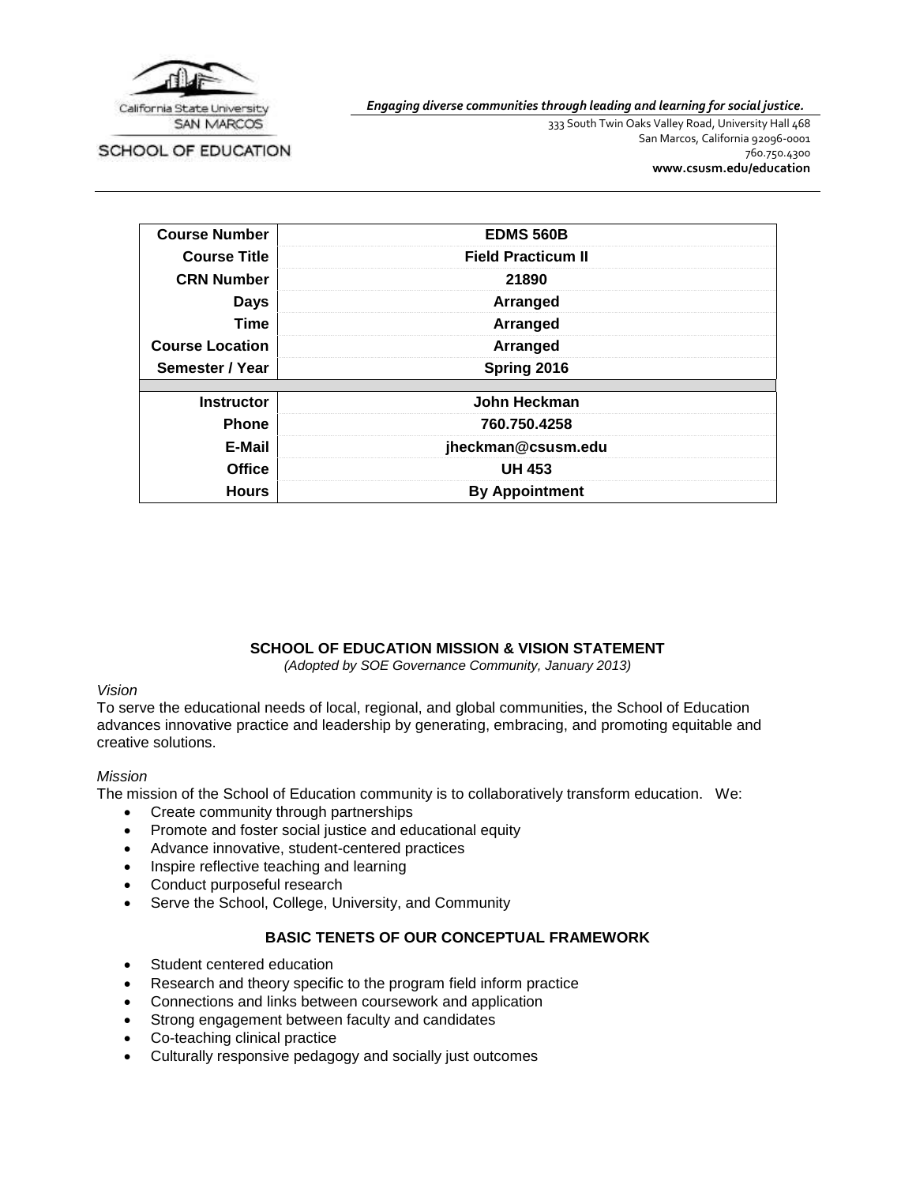California State University SAN MARCOS

SCHOOL OF EDUCATION

*Engaging diverse communities through leading and learning for social justice.*

333 South Twin Oaks Valley Road, University Hall 468
San Marcos, California 92096-0001
760.750.4300
**www.csusm.edu/education**

| | |
|---|---|
| **Course Number** | **EDMS 560B** |
| **Course Title** | **Field Practicum II** |
| **CRN Number** | **21890** |
| **Days** | **Arranged** |
| **Time** | **Arranged** |
| **Course Location** | **Arranged** |
| **Semester / Year** | **Spring 2016** |
| | |
| **Instructor** | **John Heckman** |
| **Phone** | **760.750.4258** |
| **E-Mail** | **jheckman@csusm.edu** |
| **Office** | **UH 453** |
| **Hours** | **By Appointment** |

## SCHOOL OF EDUCATION MISSION & VISION STATEMENT

*(Adopted by SOE Governance Community, January 2013)*

*Vision*

To serve the educational needs of local, regional, and global communities, the School of Education advances innovative practice and leadership by generating, embracing, and promoting equitable and creative solutions.

*Mission*

The mission of the School of Education community is to collaboratively transform education. We:

- Create community through partnerships
- Promote and foster social justice and educational equity
- Advance innovative, student-centered practices
- Inspire reflective teaching and learning
- Conduct purposeful research
- Serve the School, College, University, and Community

## BASIC TENETS OF OUR CONCEPTUAL FRAMEWORK

- Student centered education
- Research and theory specific to the program field inform practice
- Connections and links between coursework and application
- Strong engagement between faculty and candidates
- Co-teaching clinical practice
- Culturally responsive pedagogy and socially just outcomes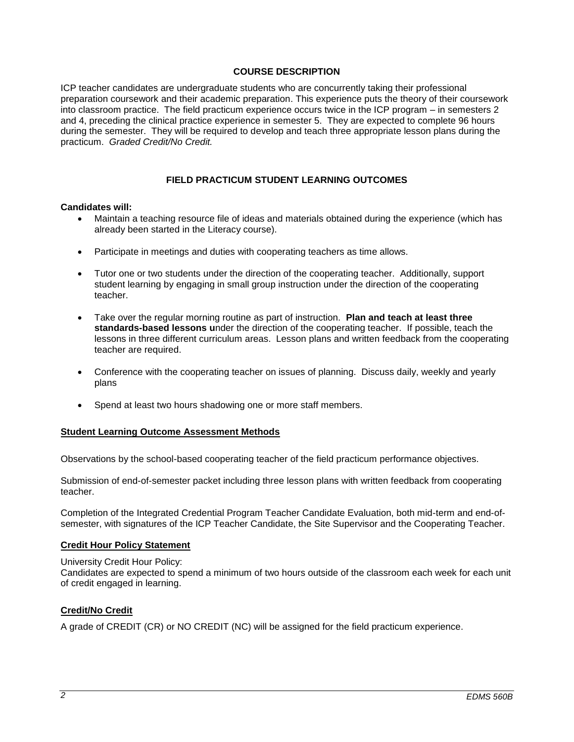## COURSE DESCRIPTION

ICP teacher candidates are undergraduate students who are concurrently taking their professional preparation coursework and their academic preparation. This experience puts the theory of their coursework into classroom practice. The field practicum experience occurs twice in the ICP program – in semesters 2 and 4, preceding the clinical practice experience in semester 5. They are expected to complete 96 hours during the semester. They will be required to develop and teach three appropriate lesson plans during the practicum. *Graded Credit/No Credit.*

## FIELD PRACTICUM STUDENT LEARNING OUTCOMES

**Candidates will:**

- Maintain a teaching resource file of ideas and materials obtained during the experience (which has already been started in the Literacy course).
- Participate in meetings and duties with cooperating teachers as time allows.
- Tutor one or two students under the direction of the cooperating teacher. Additionally, support student learning by engaging in small group instruction under the direction of the cooperating teacher.
- Take over the regular morning routine as part of instruction. **Plan and teach at least three standards-based lessons u**nder the direction of the cooperating teacher. If possible, teach the lessons in three different curriculum areas. Lesson plans and written feedback from the cooperating teacher are required.
- Conference with the cooperating teacher on issues of planning. Discuss daily, weekly and yearly plans
- Spend at least two hours shadowing one or more staff members.

### Student Learning Outcome Assessment Methods

Observations by the school-based cooperating teacher of the field practicum performance objectives.

Submission of end-of-semester packet including three lesson plans with written feedback from cooperating teacher.

Completion of the Integrated Credential Program Teacher Candidate Evaluation, both mid-term and end-of-semester, with signatures of the ICP Teacher Candidate, the Site Supervisor and the Cooperating Teacher.

### Credit Hour Policy Statement

University Credit Hour Policy:
Candidates are expected to spend a minimum of two hours outside of the classroom each week for each unit of credit engaged in learning.

### Credit/No Credit

A grade of CREDIT (CR) or NO CREDIT (NC) will be assigned for the field practicum experience.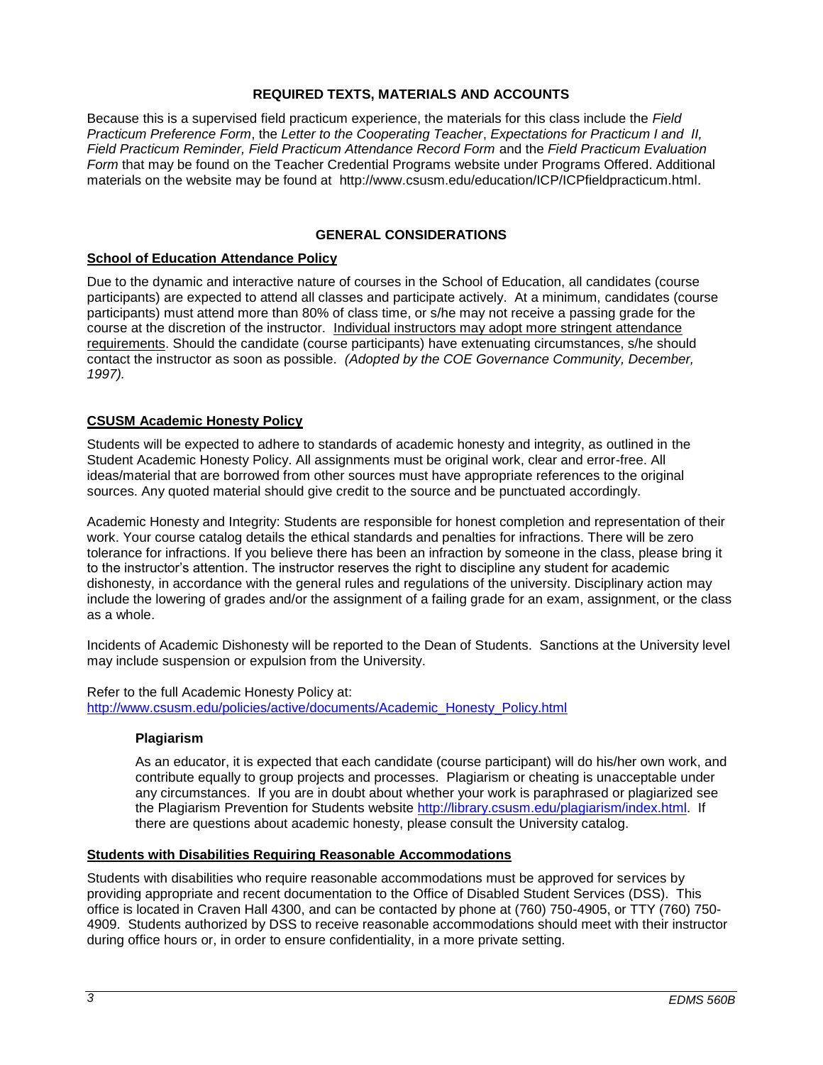## REQUIRED TEXTS, MATERIALS AND ACCOUNTS

Because this is a supervised field practicum experience, the materials for this class include the *Field Practicum Preference Form*, the *Letter to the Cooperating Teacher*, *Expectations for Practicum I and II, Field Practicum Reminder, Field Practicum Attendance Record Form* and the *Field Practicum Evaluation Form* that may be found on the Teacher Credential Programs website under Programs Offered. Additional materials on the website may be found at http://www.csusm.edu/education/ICP/ICPfieldpracticum.html.

## GENERAL CONSIDERATIONS

### School of Education Attendance Policy

Due to the dynamic and interactive nature of courses in the School of Education, all candidates (course participants) are expected to attend all classes and participate actively. At a minimum, candidates (course participants) must attend more than 80% of class time, or s/he may not receive a passing grade for the course at the discretion of the instructor. Individual instructors may adopt more stringent attendance requirements. Should the candidate (course participants) have extenuating circumstances, s/he should contact the instructor as soon as possible. *(Adopted by the COE Governance Community, December, 1997).*

### CSUSM Academic Honesty Policy

Students will be expected to adhere to standards of academic honesty and integrity, as outlined in the Student Academic Honesty Policy. All assignments must be original work, clear and error-free. All ideas/material that are borrowed from other sources must have appropriate references to the original sources. Any quoted material should give credit to the source and be punctuated accordingly.

Academic Honesty and Integrity: Students are responsible for honest completion and representation of their work. Your course catalog details the ethical standards and penalties for infractions. There will be zero tolerance for infractions. If you believe there has been an infraction by someone in the class, please bring it to the instructor's attention. The instructor reserves the right to discipline any student for academic dishonesty, in accordance with the general rules and regulations of the university. Disciplinary action may include the lowering of grades and/or the assignment of a failing grade for an exam, assignment, or the class as a whole.

Incidents of Academic Dishonesty will be reported to the Dean of Students. Sanctions at the University level may include suspension or expulsion from the University.

Refer to the full Academic Honesty Policy at:
http://www.csusm.edu/policies/active/documents/Academic_Honesty_Policy.html

#### Plagiarism

As an educator, it is expected that each candidate (course participant) will do his/her own work, and contribute equally to group projects and processes. Plagiarism or cheating is unacceptable under any circumstances. If you are in doubt about whether your work is paraphrased or plagiarized see the Plagiarism Prevention for Students website http://library.csusm.edu/plagiarism/index.html. If there are questions about academic honesty, please consult the University catalog.

### Students with Disabilities Requiring Reasonable Accommodations

Students with disabilities who require reasonable accommodations must be approved for services by providing appropriate and recent documentation to the Office of Disabled Student Services (DSS). This office is located in Craven Hall 4300, and can be contacted by phone at (760) 750-4905, or TTY (760) 750-4909. Students authorized by DSS to receive reasonable accommodations should meet with their instructor during office hours or, in order to ensure confidentiality, in a more private setting.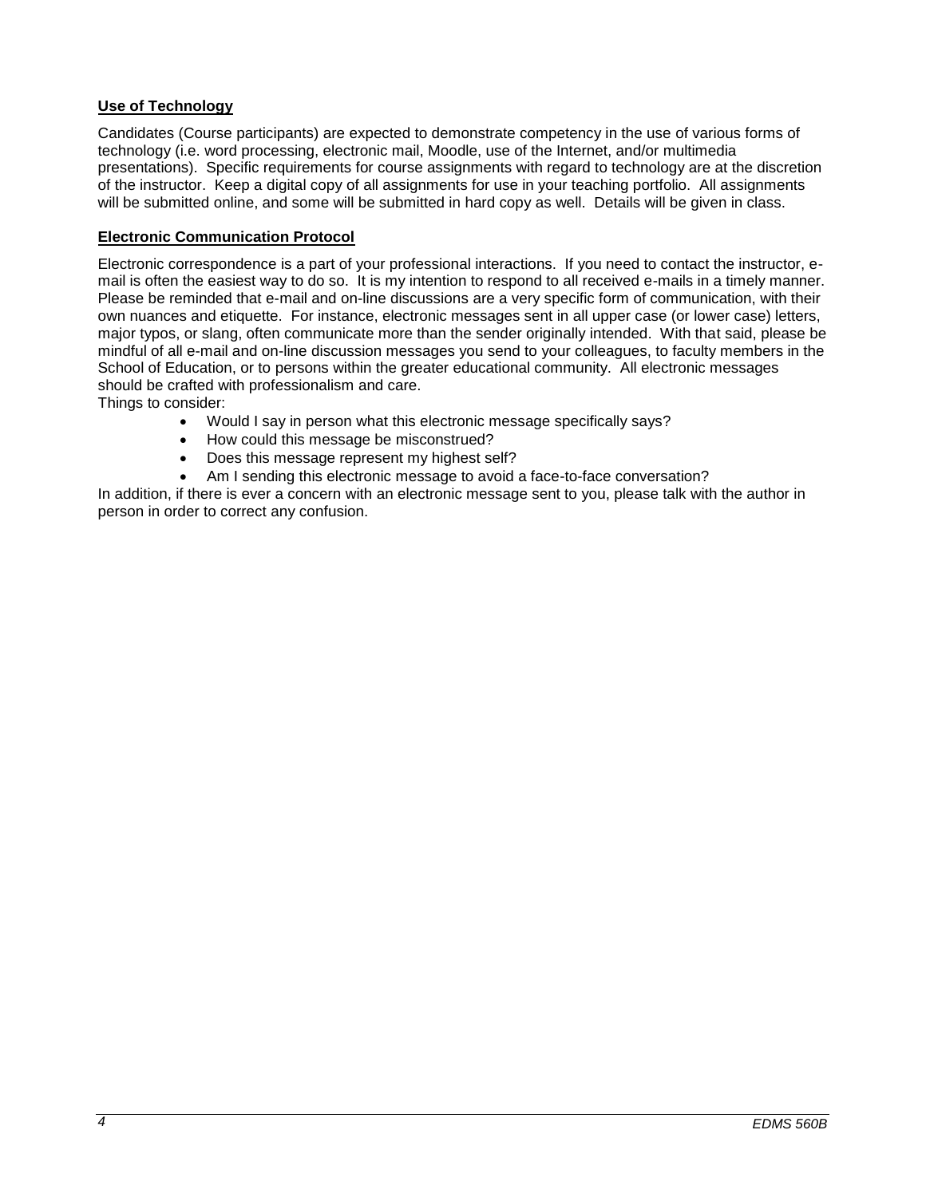**Use of Technology**

Candidates (Course participants) are expected to demonstrate competency in the use of various forms of technology (i.e. word processing, electronic mail, Moodle, use of the Internet, and/or multimedia presentations). Specific requirements for course assignments with regard to technology are at the discretion of the instructor. Keep a digital copy of all assignments for use in your teaching portfolio. All assignments will be submitted online, and some will be submitted in hard copy as well. Details will be given in class.

**Electronic Communication Protocol**

Electronic correspondence is a part of your professional interactions. If you need to contact the instructor, e-mail is often the easiest way to do so. It is my intention to respond to all received e-mails in a timely manner. Please be reminded that e-mail and on-line discussions are a very specific form of communication, with their own nuances and etiquette. For instance, electronic messages sent in all upper case (or lower case) letters, major typos, or slang, often communicate more than the sender originally intended. With that said, please be mindful of all e-mail and on-line discussion messages you send to your colleagues, to faculty members in the School of Education, or to persons within the greater educational community. All electronic messages should be crafted with professionalism and care.

Things to consider:

- Would I say in person what this electronic message specifically says?
- How could this message be misconstrued?
- Does this message represent my highest self?
- Am I sending this electronic message to avoid a face-to-face conversation?

In addition, if there is ever a concern with an electronic message sent to you, please talk with the author in person in order to correct any confusion.